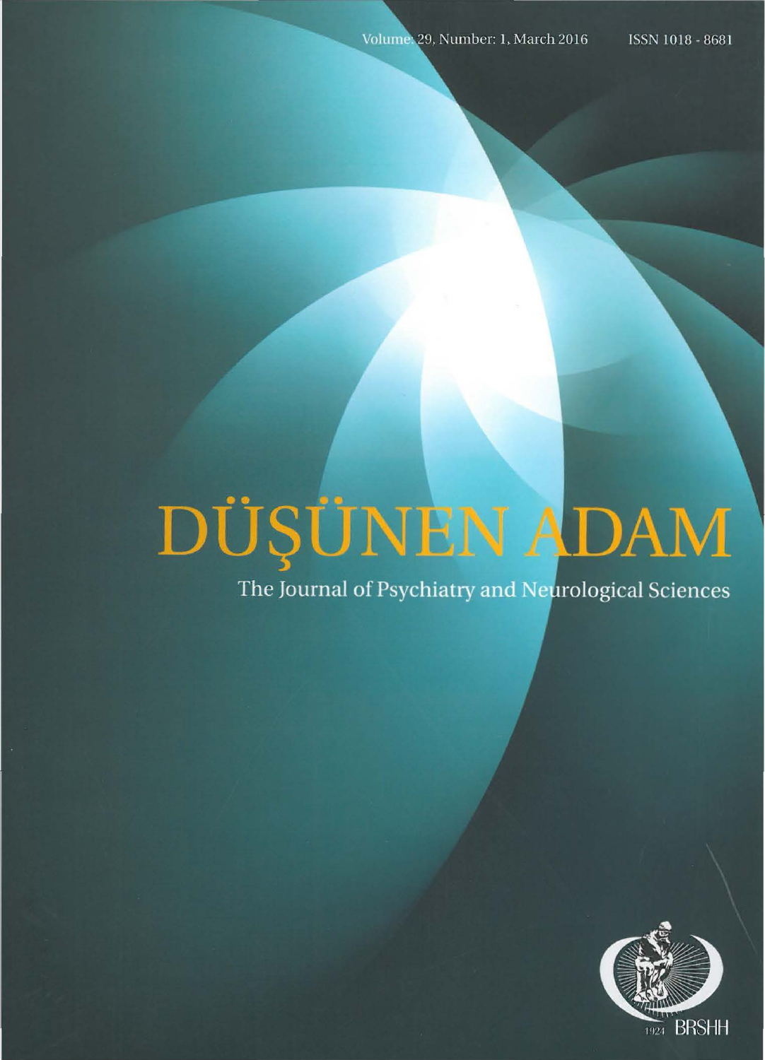Volume: 29, Number: 1, March 2016

ISSN 1018 - 8681

# DÜŞÜNEN ADAM

The Journal of Psychiatry and Neurological Sciences

1924 BRSHH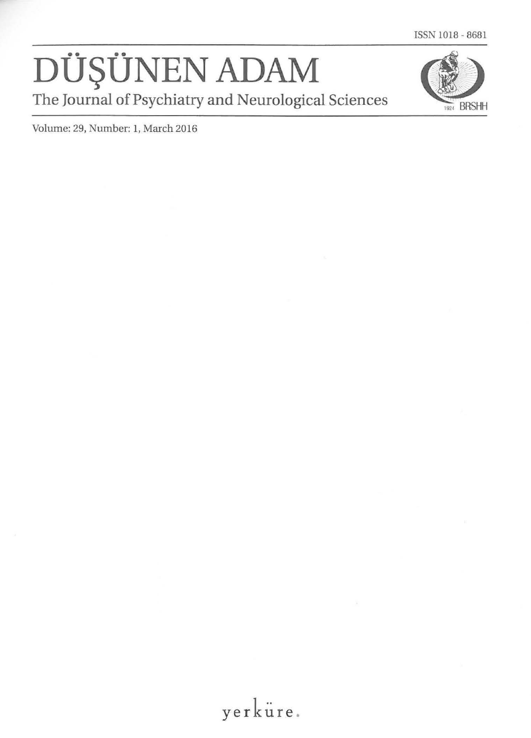ISSN 1018 - 8681

# DÜŞÜNEN ADAM

The Journal of Psychiatry and Neurological Sciences

1924 BRSHH

Volume: 29, Number: 1, March 2016

yerküre.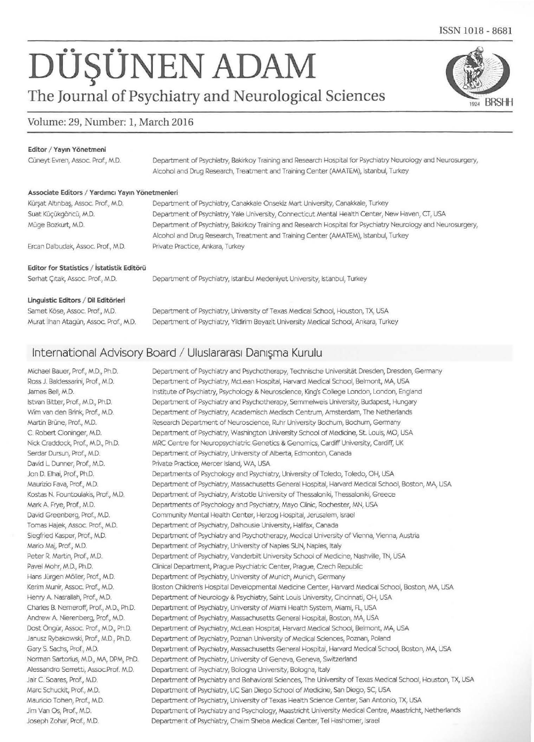ISSN 1018 - 8681

# DÜŞÜNEN ADAM

## The Journal of Psychiatry and Neurological Sciences

Volume: 29, Number: 1, March 2016

**Editor / Yayın Yönetmeni**

| | |
|---|---|
| Cüneyt Evren, Assoc. Prof., M.D. | Department of Psychiatry, Bakirkoy Training and Research Hospital for Psychiatry Neurology and Neurosurgery, Alcohol and Drug Research, Treatment and Training Center (AMATEM), Istanbul, Turkey |

**Associate Editors / Yardımcı Yayın Yönetmenleri**

| | |
|---|---|
| Kürşat Altınbaş, Assoc. Prof., M.D. | Department of Psychiatry, Canakkale Onsekiz Mart University, Canakkale, Turkey |
| Suat Küçükgöncü, M.D. | Department of Psychiatry, Yale University, Connecticut Mental Health Center, New Haven, CT, USA |
| Müge Bozkurt, M.D. | Department of Psychiatry, Bakirkoy Training and Research Hospital for Psychiatry Neurology and Neurosurgery, Alcohol and Drug Research, Treatment and Training Center (AMATEM), Istanbul, Turkey |
| Ercan Dalbudak, Assoc. Prof., M.D. | Private Practice, Ankara, Turkey |

**Editor for Statistics / İstatistik Editörü**

| | |
|---|---|
| Serhat Çıtak, Assoc. Prof., M.D. | Department of Psychiatry, Istanbul Medeniyet University, Istanbul, Turkey |

**Linguistic Editors / Dil Editörleri**

| | |
|---|---|
| Samet Köse, Assoc. Prof., M.D. | Department of Psychiatry, University of Texas Medical School, Houston, TX, USA |
| Murat İlhan Atagün, Assoc. Prof., M.D. | Department of Psychiatry, Yildirim Beyazit University Medical School, Ankara, Turkey |

## International Advisory Board / Uluslararası Danışma Kurulu

| | |
|---|---|
| Michael Bauer, Prof., M.D., Ph.D. | Department of Psychiatry and Psychotherapy, Technische Universität Dresden, Dresden, Germany |
| Ross J. Baldessarini, Prof., M.D. | Department of Psychiatry, McLean Hospital, Harvard Medical School, Belmont, MA, USA |
| James Bell, M.D. | Institute of Psychiatry, Psychology & Neuroscience, King's College London, London, England |
| Istvan Bitter, Prof., M.D., Ph.D. | Department of Psychiatry and Psychotherapy, Semmelweis University, Budapest, Hungary |
| Wim van den Brink, Prof., M.D. | Department of Psychiatry, Academisch Medisch Centrum, Amsterdam, The Netherlands |
| Martin Brüne, Prof., M.D. | Research Department of Neuroscience, Ruhr University Bochum, Bochum, Germany |
| C. Robert Cloninger, M.D. | Department of Psychiatry, Washington University School of Medicine, St. Louis, MO, USA |
| Nick Craddock, Prof., M.D., Ph.D. | MRC Centre for Neuropsychiatric Genetics & Genomics, Cardiff University, Cardiff, UK |
| Serdar Dursun, Prof., M.D. | Department of Psychiatry, University of Alberta, Edmonton, Canada |
| David L. Dunner, Prof., M.D. | Private Practice, Mercer Island, WA, USA |
| Jon D. Elhai, Prof., Ph.D. | Departments of Psychology and Psychiatry, University of Toledo, Toledo, OH, USA |
| Maurizio Fava, Prof., M.D. | Department of Psychiatry, Massachusetts General Hospital, Harvard Medical School, Boston, MA, USA |
| Kostas N. Fountoulakis, Prof., M.D. | Department of Psychiatry, Aristotle University of Thessaloniki, Thessaloniki, Greece |
| Mark A. Frye, Prof., M.D. | Departments of Psychology and Psychiatry, Mayo Clinic, Rochester, MN, USA |
| David Greenberg, Prof., M.D. | Community Mental Health Center, Herzog Hospital, Jerusalem, Israel |
| Tomas Hajek, Assoc. Prof., M.D. | Department of Psychiatry, Dalhousie University, Halifax, Canada |
| Siegfried Kasper, Prof., M.D. | Department of Psychiatry and Psychotherapy, Medical University of Vienna, Vienna, Austria |
| Mario Maj, Prof., M.D. | Department of Psychiatry, University of Naples SUN, Naples, Italy |
| Peter R. Martin, Prof., M.D. | Department of Psychiatry, Vanderbilt University School of Medicine, Nashville, TN, USA |
| Pavel Mohr, M.D., Ph.D. | Clinical Department, Prague Psychiatric Center, Prague, Czech Republic |
| Hans Jürgen Möller, Prof., M.D. | Department of Psychiatry, University of Munich, Munich, Germany |
| Kerim Munir, Assoc. Prof., M.D. | Boston Children's Hospital Developmental Medicine Center, Harvard Medical School, Boston, MA, USA |
| Henry A. Nasrallah, Prof., M.D. | Department of Neurology & Psychiatry, Saint Louis University, Cincinnati, OH, USA |
| Charles B. Nemeroff, Prof., M.D., Ph.D. | Department of Psychiatry, University of Miami Health System, Miami, FL, USA |
| Andrew A. Nierenberg, Prof., M.D. | Department of Psychiatry, Massachusetts General Hospital, Boston, MA, USA |
| Dost Öngür, Assoc. Prof., M.D., Ph.D. | Department of Psychiatry, McLean Hospital, Harvard Medical School, Belmont, MA, USA |
| Janusz Rybakowski, Prof., M.D., Ph.D. | Department of Psychiatry, Poznan University of Medical Sciences, Poznan, Poland |
| Gary S. Sachs, Prof., M.D. | Department of Psychiatry, Massachusetts General Hospital, Harvard Medical School, Boston, MA, USA |
| Norman Sartorius, M.D., MA, DPM, PhD. | Department of Psychiatry, University of Geneva, Geneva, Switzerland |
| Alessandro Serretti, Assoc.Prof. M.D. | Department of Psychiatry, Bologna University, Bologna, Italy |
| Jair C. Soares, Prof., M.D. | Department of Psychiatry and Behavioral Sciences, The University of Texas Medical School, Houston, TX, USA |
| Marc Schuckit, Prof., M.D. | Department of Psychiatry, UC San Diego School of Medicine, San Diego, SC, USA |
| Mauricio Tohen, Prof., M.D. | Department of Psychiatry, University of Texas Health Science Center, San Antonio, TX, USA |
| Jim Van Os, Prof., M.D. | Department of Psychiatry and Psychology, Maastricht University Medical Centre, Maastricht, Netherlands |
| Joseph Zohar, Prof., M.D. | Department of Psychiatry, Chaim Sheba Medical Center, Tel Hashomer, Israel |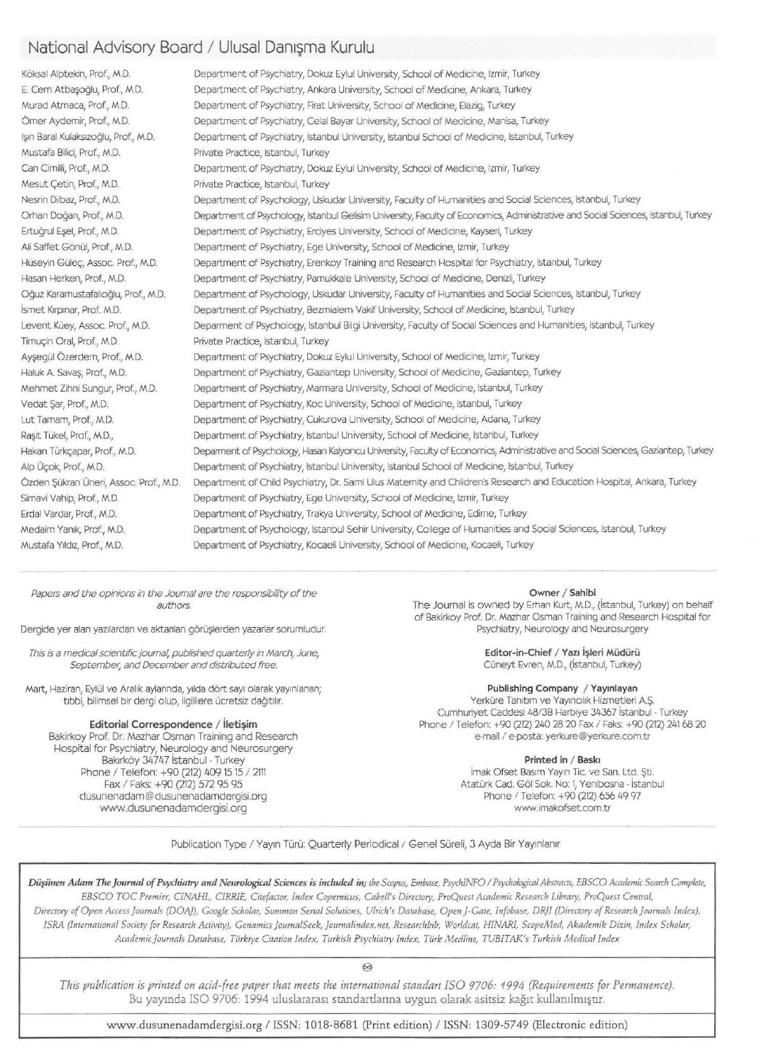## National Advisory Board / Ulusal Danışma Kurulu

| | |
|---|---|
| Köksal Alptekin, Prof., M.D. | Department of Psychiatry, Dokuz Eylul University, School of Medicine, Izmir, Turkey |
| E. Cem Atbaşoğlu, Prof., M.D. | Department of Psychiatry, Ankara University, School of Medicine, Ankara, Turkey |
| Murad Atmaca, Prof., M.D. | Department of Psychiatry, Firat University, School of Medicine, Elazig, Turkey |
| Ömer Aydemir, Prof., M.D. | Department of Psychiatry, Celal Bayar University, School of Medicine, Manisa, Turkey |
| Işın Baral Kulaksızoğlu, Prof., M.D. | Department of Psychiatry, Istanbul University, Istanbul School of Medicine, Istanbul, Turkey |
| Mustafa Bilici, Prof., M.D. | Private Practice, Istanbul, Turkey |
| Can Cimilli, Prof., M.D. | Department of Psychiatry, Dokuz Eylul University, School of Medicine, Izmir, Turkey |
| Mesut Çetin, Prof., M.D. | Private Practice, Istanbul, Turkey |
| Nesrin Dilbaz, Prof., M.D. | Department of Psychology, Uskudar University, Faculty of Humanities and Social Sciences, Istanbul, Turkey |
| Orhan Doğan, Prof., M.D. | Department of Psychology, Istanbul Gelisim University, Faculty of Economics, Administrative and Social Sciences, Istanbul, Turkey |
| Ertuğrul Eşel, Prof., M.D. | Department of Psychiatry, Erciyes University, School of Medicine, Kayseri, Turkey |
| Ali Saffet Gönül, Prof., M.D. | Department of Psychiatry, Ege University, School of Medicine, Izmir, Turkey |
| Huseyin Güleç, Assoc. Prof., M.D. | Department of Psychiatry, Erenkoy Training and Research Hospital for Psychiatry, Istanbul, Turkey |
| Hasan Herken, Prof., M.D. | Department of Psychiatry, Pamukkale University, School of Medicine, Denizli, Turkey |
| Oğuz Karamustafalıoğlu, Prof., M.D. | Department of Psychology, Uskudar University, Faculty of Humanities and Social Sciences, Istanbul, Turkey |
| İsmet Kırpınar, Prof. M.D. | Department of Psychiatry, Bezmialem Vakif University, School of Medicine, Istanbul, Turkey |
| Levent Küey, Assoc. Prof., M.D. | Deparment of Psychology, Istanbul Bilgi University, Faculty of Social Sciences and Humanities, Istanbul, Turkey |
| Timuçin Oral, Prof., M.D. | Private Practice, Istanbul, Turkey |
| Ayşegül Özerdem, Prof., M.D. | Department of Psychiatry, Dokuz Eylul University, School of Medicine, Izmir, Turkey |
| Haluk A. Savaş, Prof., M.D. | Department of Psychiatry, Gaziantep University, School of Medicine, Gaziantep, Turkey |
| Mehmet Zihni Sungur, Prof., M.D. | Department of Psychiatry, Marmara University, School of Medicine, Istanbul, Turkey |
| Vedat Şar, Prof., M.D. | Department of Psychiatry, Koc University, School of Medicine, Istanbul, Turkey |
| Lut Tamam, Prof., M.D. | Department of Psychiatry, Cukurova University, School of Medicine, Adana, Turkey |
| Raşit Tükel, Prof., M.D., | Department of Psychiatry, Istanbul University, School of Medicine, Istanbul, Turkey |
| Hakan Türkçapar, Prof., M.D. | Deparment of Psychology, Hasan Kalyoncu University, Faculty of Economics, Administrative and Social Sciences, Gaziantep, Turkey |
| Alp Üçok, Prof., M.D. | Department of Psychiatry, Istanbul University, Istanbul School of Medicine, Istanbul, Turkey |
| Özden Şükran Üneri, Assoc. Prof., M.D. | Department of Child Psychiatry, Dr. Sami Ulus Maternity and Children's Research and Education Hospital, Ankara, Turkey |
| Simavi Vahip, Prof., M.D. | Department of Psychiatry, Ege University, School of Medicine, Izmir, Turkey |
| Erdal Vardar, Prof., M.D. | Department of Psychiatry, Trakya University, School of Medicine, Edirne, Turkey |
| Medaim Yanık, Prof., M.D. | Department of Psychology, Istanbul Sehir University, College of Humanities and Social Sciences, Istanbul, Turkey |
| Mustafa Yıldız, Prof., M.D. | Department of Psychiatry, Kocaeli University, School of Medicine, Kocaeli, Turkey |

*Papers and the opinions in the Journal are the responsibility of the authors.*

Dergide yer alan yazılardan ve aktarılan görüşlerden yazarlar sorumludur.

*This is a medical scientific journal, published quarterly in March, June, September, and December and distributed free.*

Mart, Haziran, Eylül ve Aralık aylarında, yılda dört sayı olarak yayınlanan; tıbbi, bilimsel bir dergi olup, ilgililere ücretsiz dağıtılır.

**Editorial Correspondence / İletişim**
Bakirkoy Prof. Dr. Mazhar Osman Training and Research Hospital for Psychiatry, Neurology and Neurosurgery
Bakırköy 34747 İstanbul - Turkey
Phone / Telefon: +90 (212) 409 15 15 / 2111
Fax / Faks: +90 (212) 572 95 95
dusunenadam@dusunenadamdergisi.org
www.dusunenadamdergisi.org

**Owner / Sahibi**
The Journal is owned by Erhan Kurt, M.D., (İstanbul, Turkey) on behalf of Bakirkoy Prof. Dr. Mazhar Osman Training and Research Hospital for Psychiatry, Neurology and Neurosurgery

**Editor-in-Chief / Yazı İşleri Müdürü**
Cüneyt Evren, M.D., (İstanbul, Turkey)

**Publishing Company / Yayınlayan**
Yerküre Tanıtım ve Yayıncılık Hizmetleri A.Ş.
Cumhuriyet Caddesi 48/3B Harbiye 34367 İstanbul - Turkey
Phone / Telefon: +90 (212) 240 28 20 Fax / Faks: +90 (212) 241 68 20
e-mail / e-posta: yerkure@yerkure.com.tr

**Printed in / Baskı**
İmak Ofset Basım Yayın Tic. ve San. Ltd. Şti.
Atatürk Cad. Göl Sok. No: 1, Yenibosna - İstanbul
Phone / Telefon: +90 (212) 656 49 97
www.imakofset.com.tr

Publication Type / Yayın Türü: Quarterly Periodical / Genel Süreli, 3 Ayda Bir Yayınlanır

***Düşünen Adam The Journal of Psychiatry and Neurological Sciences is included in;*** *the Scopus, Embase, PsychINFO / Psychological Abstracts, EBSCO Academic Search Complete, EBSCO TOC Premier, CINAHL, CIRRIE, Citefactor, Index Copernicus, Cabell's Directory, ProQuest Academic Research Library, ProQuest Central, Directory of Open Access Journals (DOAJ), Google Scholar, Summon Serial Solutions, Ulrich's Database, Open J-Gate, Infobase, DRJI (Directory of Research Journals Index), ISRA (International Society for Research Activity), Genamics JournalSeek, Journalindex.net, Researchbib, Worldcat, HINARI, ScopeMed, Akademik Dizin, Index Scholar, Academic Journals Database, Türkiye Citation Index, Turkish Psychiatry Index, Türk Medline, TUBITAK's Turkish Medical Index*

*This publication is printed on acid-free paper that meets the international standart ISO 9706: 1994 (Requirements for Permanence).*
Bu yayında ISO 9706: 1994 uluslararası standartlarına uygun olarak asitsiz kağıt kullanılmıştır.

www.dusunenadamdergisi.org / ISSN: 1018-8681 (Print edition) / ISSN: 1309-5749 (Electronic edition)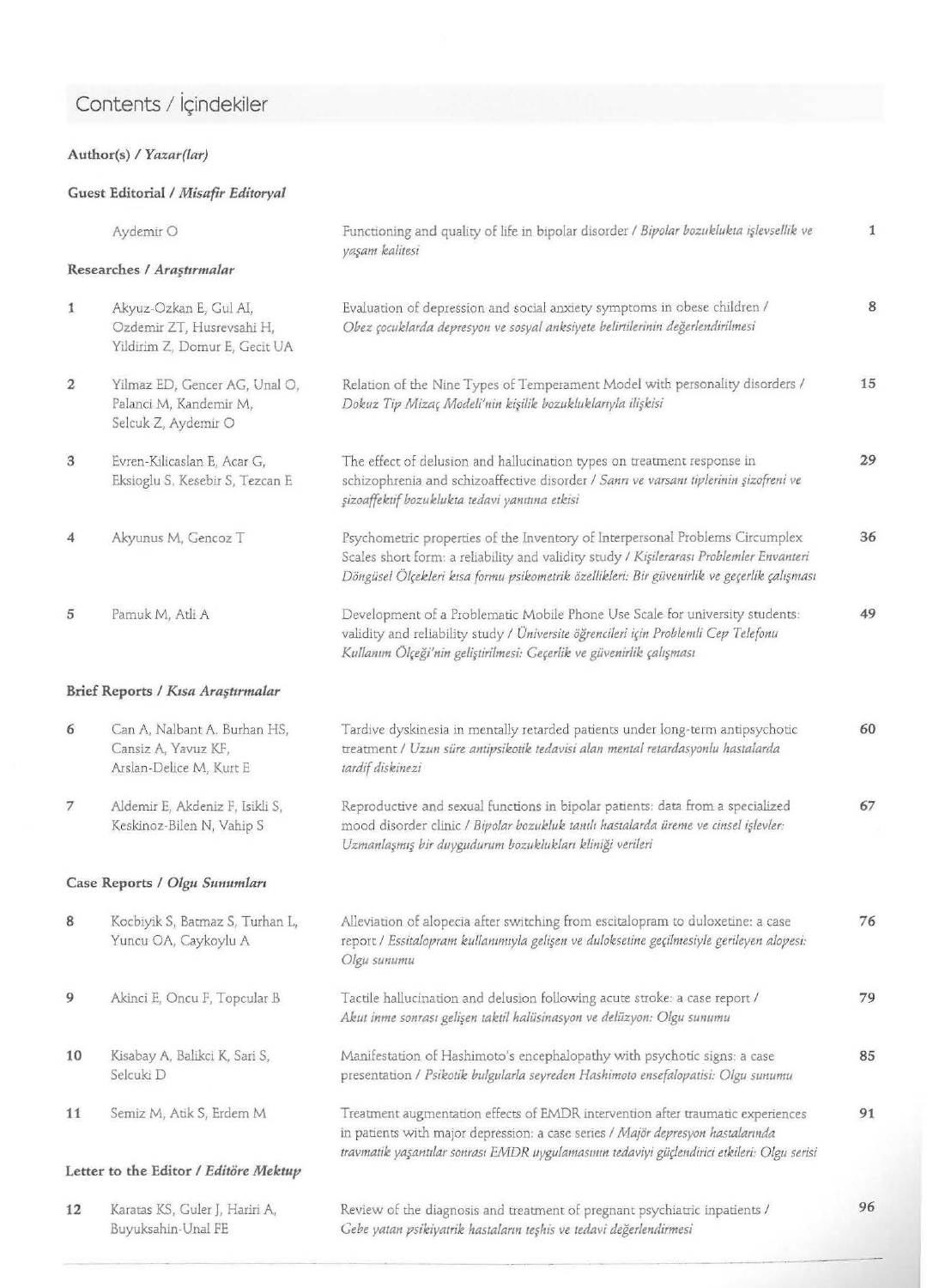# Contents / İçindekiler

**Author(s) / *Yazar(lar)***

## Guest Editorial / *Misafir Editoryal*

| | Author(s) | Title | Page |
|---|---|---|---|
| | Aydemir O | Functioning and quality of life in bipolar disorder / *Bipolar bozuklukta işlevsellik ve yaşam kalitesi* | 1 |

## Researches / *Araştırmalar*

| | Author(s) | Title | Page |
|---|---|---|---|
| 1 | Akyuz-Ozkan E, Gul AI, Ozdemir ZT, Husrevsahi H, Yildirim Z, Domur E, Gecit UA | Evaluation of depression and social anxiety symptoms in obese children / *Obez çocuklarda depresyon ve sosyal anksiyete belirtilerinin değerlendirilmesi* | 8 |
| 2 | Yilmaz ED, Gencer AG, Unal O, Palanci M, Kandemir M, Selcuk Z, Aydemir O | Relation of the Nine Types of Temperament Model with personality disorders / *Dokuz Tip Mizaç Modeli'nin kişilik bozukluklarıyla ilişkisi* | 15 |
| 3 | Evren-Kilicaslan E, Acar G, Eksioglu S, Kesebir S, Tezcan E | The effect of delusion and hallucination types on treatment response in schizophrenia and schizoaffective disorder / *Sanrı ve varsanı tiplerinin şizofreni ve şizoaffektif bozuklukta tedavi yanıtına etkisi* | 29 |
| 4 | Akyunus M, Gencoz T | Psychometric properties of the Inventory of Interpersonal Problems Circumplex Scales short form: a reliability and validity study / *Kişilerarası Problemler Envanteri Döngüsel Ölçekleri kısa formu psikometrik özellikleri: Bir güvenirlik ve geçerlik çalışması* | 36 |
| 5 | Pamuk M, Atli A | Development of a Problematic Mobile Phone Use Scale for university students: validity and reliability study / *Üniversite öğrencileri için Problemli Cep Telefonu Kullanım Ölçeği'nin geliştirilmesi: Geçerlik ve güvenirlik çalışması* | 49 |

## Brief Reports / *Kısa Araştırmalar*

| | Author(s) | Title | Page |
|---|---|---|---|
| 6 | Can A, Nalbant A, Burhan HS, Cansiz A, Yavuz KF, Arslan-Delice M, Kurt E | Tardive dyskinesia in mentally retarded patients under long-term antipsychotic treatment / *Uzun süre antipsikotik tedavisi alan mental retardasyonlu hastalarda tardif diskinezi* | 60 |
| 7 | Aldemir E, Akdeniz F, Isikli S, Keskinoz-Bilen N, Vahip S | Reproductive and sexual functions in bipolar patients: data from a specialized mood disorder clinic / *Bipolar bozukluk tanılı hastalarda üreme ve cinsel işlevler: Uzmanlaşmış bir duygudurum bozuklukları kliniği verileri* | 67 |

## Case Reports / *Olgu Sunumları*

| | Author(s) | Title | Page |
|---|---|---|---|
| 8 | Kocbiyik S, Batmaz S, Turhan L, Yuncu OA, Caykoylu A | Alleviation of alopecia after switching from escitalopram to duloxetine: a case report / *Essitalopram kullanımıyla gelişen ve duloksetine geçilmesiyle gerileyen alopesi: Olgu sunumu* | 76 |
| 9 | Akinci E, Oncu F, Topcular B | Tactile hallucination and delusion following acute stroke: a case report / *Akut inme sonrası gelişen taktil halüsinasyon ve delüzyon: Olgu sunumu* | 79 |
| 10 | Kisabay A, Balikci K, Sari S, Selcuki D | Manifestation of Hashimoto's encephalopathy with psychotic signs: a case presentation / *Psikotik bulgularla seyreden Hashimoto ensefalopatisi: Olgu sunumu* | 85 |
| 11 | Semiz M, Atik S, Erdem M | Treatment augmentation effects of EMDR intervention after traumatic experiences in patients with major depression: a case series / *Majör depresyon hastalarında travmatik yaşantılar sonrası EMDR uygulamasının tedaviyi güçlendirici etkileri: Olgu serisi* | 91 |

## Letter to the Editor / *Editöre Mektup*

| | Author(s) | Title | Page |
|---|---|---|---|
| 12 | Karatas KS, Guler J, Hariri A, Buyuksahin-Unal FE | Review of the diagnosis and treatment of pregnant psychiatric inpatients / *Gebe yatan psikiyatrik hastaların teşhis ve tedavi değerlendirmesi* | 96 |